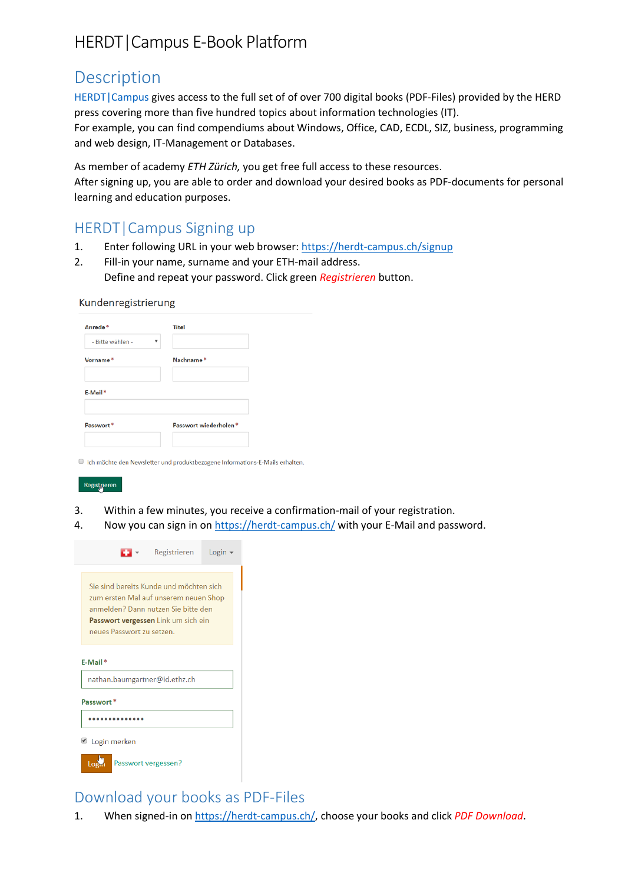# HERDT|Campus E-Book Platform

## Description

HERDT|Campus gives access to the full set of of over 700 digital books (PDF-Files) provided by the HERD press covering more than five hundred topics about information technologies (IT).
For example, you can find compendiums about Windows, Office, CAD, ECDL, SIZ, business, programming and web design, IT-Management or Databases.

As member of academy *ETH Zürich,* you get free full access to these resources.
After signing up, you are able to order and download your desired books as PDF-documents for personal learning and education purposes.

## HERDT|Campus Signing up

1. Enter following URL in your web browser: https://herdt-campus.ch/signup
2. Fill-in your name, surname and your ETH-mail address.
   Define and repeat your password. Click green *Registrieren* button.

Kundenregistrierung

Anrede * — Bitte wählen -
Titel
Vorname *
Nachname *
E-Mail *
Passwort *
Passwort wiederholen *

Ich möchte den Newsletter und produktbezogene Informations-E-Mails erhalten.

Registrieren

3. Within a few minutes, you receive a confirmation-mail of your registration.
4. Now you can sign in on https://herdt-campus.ch/ with your E-Mail and password.

Registrieren Login

Sie sind bereits Kunde und möchten sich zum ersten Mal auf unserem neuen Shop anmelden? Dann nutzen Sie bitte den **Passwort vergessen** Link um sich ein neues Passwort zu setzen.

E-Mail *
nathan.baumgartner@id.ethz.ch

Passwort *
••••••••••••••

Login merken

Login Passwort vergessen?

## Download your books as PDF-Files

1. When signed-in on https://herdt-campus.ch/, choose your books and click *PDF Download*.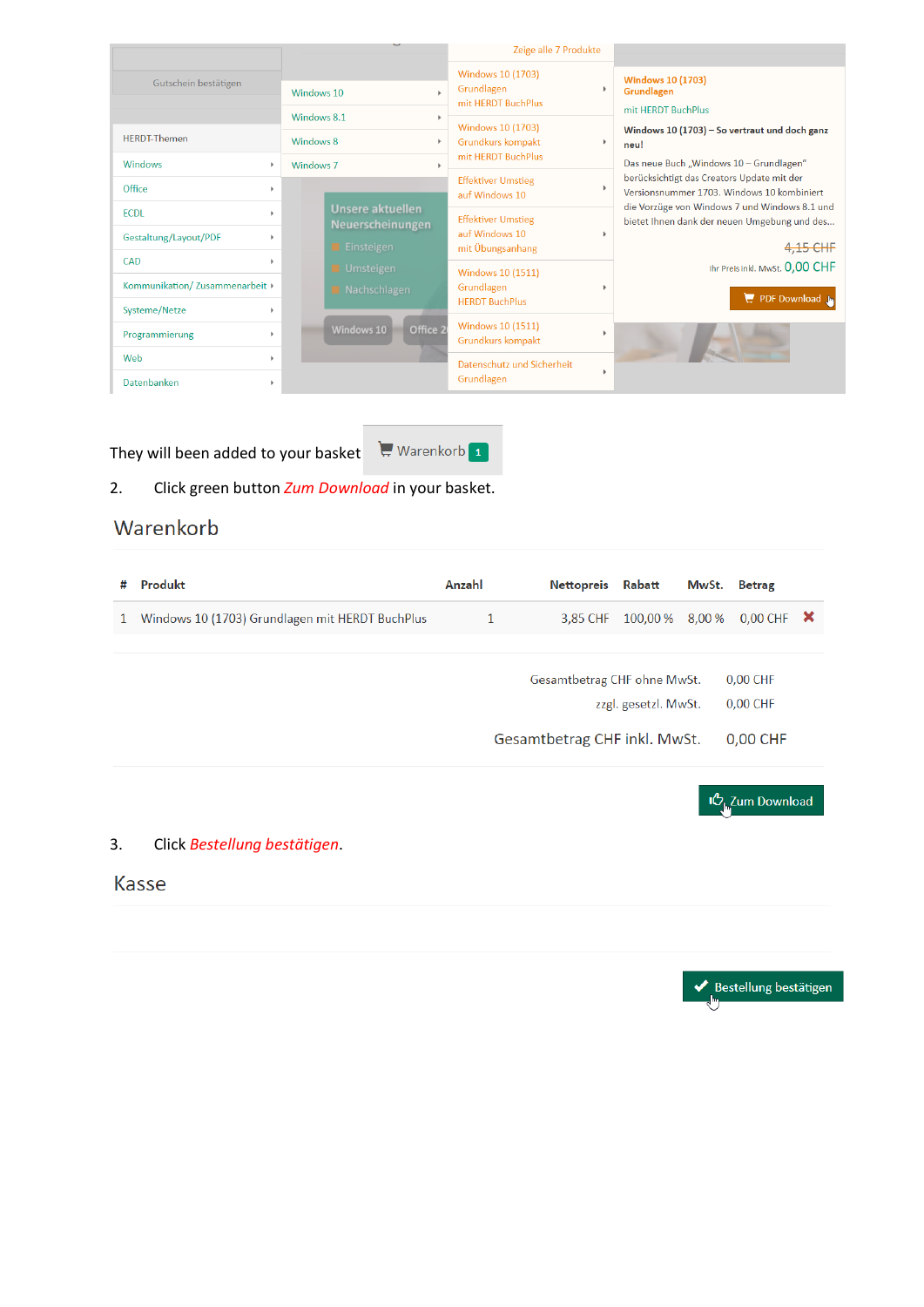Gutschein bestätigen

HERDT-Themen
- Windows
- Office
- ECDL
- Gestaltung/Layout/PDF
- CAD
- Kommunikation/ Zusammenarbeit
- Systeme/Netze
- Programmierung
- Web
- Datenbanken

- Windows 10
- Windows 8.1
- Windows 8
- Windows 7

Zeige alle 7 Produkte

- Windows 10 (1703) Grundlagen mit HERDT BuchPlus
- Windows 10 (1703) Grundkurs kompakt mit HERDT BuchPlus
- Effektiver Umstieg auf Windows 10
- Effektiver Umstieg auf Windows 10 mit Übungsanhang
- Windows 10 (1511) Grundlagen HERDT BuchPlus
- Windows 10 (1511) Grundkurs kompakt
- Datenschutz und Sicherheit Grundlagen

Unsere aktuellen Neuerscheinungen
- Einsteigen
- Umsteigen
- Nachschlagen

Windows 10 Office 2

**Windows 10 (1703) Grundlagen**

mit HERDT BuchPlus

**Windows 10 (1703) – So vertraut und doch ganz neu!**

Das neue Buch „Windows 10 – Grundlagen" berücksichtigt das Creators Update mit der Versionsnummer 1703. Windows 10 kombiniert die Vorzüge von Windows 7 und Windows 8.1 und bietet Ihnen dank der neuen Umgebung und des...

~~4,15 CHF~~

Ihr Preis inkl. MwSt. 0,00 CHF

PDF Download

They will been added to your basket Warenkorb 1

2. Click green button *Zum Download* in your basket.

## Warenkorb

| # | Produkt | Anzahl | Nettopreis | Rabatt | MwSt. | Betrag |
|---|---|---|---|---|---|---|
| 1 | Windows 10 (1703) Grundlagen mit HERDT BuchPlus | 1 | 3,85 CHF | 100,00 % | 8,00 % | 0,00 CHF |

Gesamtbetrag CHF ohne MwSt. 0,00 CHF

zzgl. gesetzl. MwSt. 0,00 CHF

Gesamtbetrag CHF inkl. MwSt. 0,00 CHF

Zum Download

3. Click *Bestellung bestätigen*.

## Kasse

Bestellung bestätigen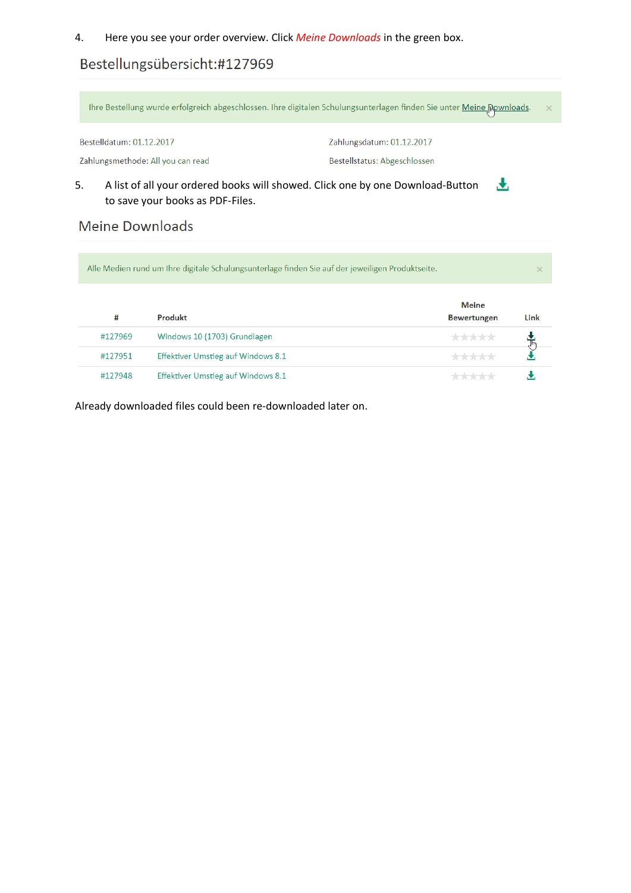4. Here you see your order overview. Click *Meine Downloads* in the green box.

## Bestellungsübersicht:#127969

Ihre Bestellung wurde erfolgreich abgeschlossen. Ihre digitalen Schulungsunterlagen finden Sie unter Meine Downloads. ×

Bestelldatum: 01.12.2017

Zahlungsdatum: 01.12.2017

Zahlungsmethode: All you can read

Bestellstatus: Abgeschlossen

5. A list of all your ordered books will showed. Click one by one Download-Button to save your books as PDF-Files.

## Meine Downloads

Alle Medien rund um Ihre digitale Schulungsunterlage finden Sie auf der jeweiligen Produktseite. ×

| # | Produkt | Meine Bewertungen | Link |
|---|---|---|---|
| #127969 | Windows 10 (1703) Grundlagen | ★★★★★ | ⬇ |
| #127951 | Effektiver Umstieg auf Windows 8.1 | ★★★★★ | ⬇ |
| #127948 | Effektiver Umstieg auf Windows 8.1 | ★★★★★ | ⬇ |

Already downloaded files could been re-downloaded later on.